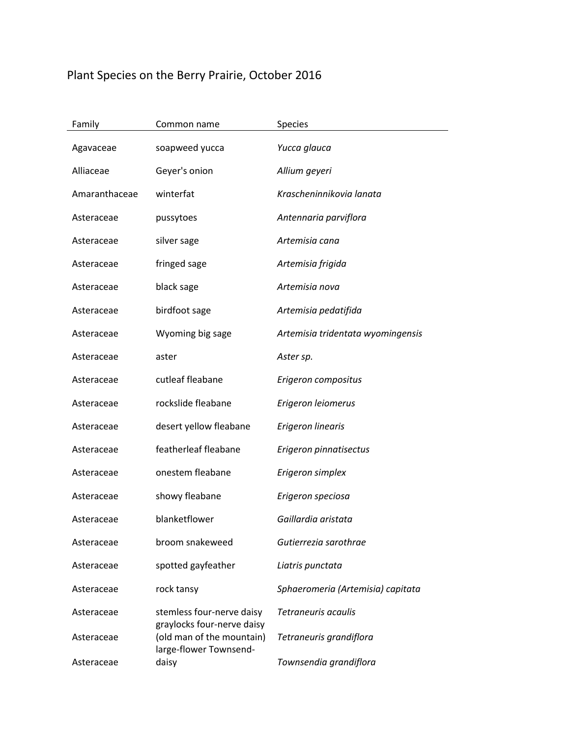# Plant Species on the Berry Prairie, October 2016

| Family | Common name | Species |
|---|---|---|
| Agavaceae | soapweed yucca | *Yucca glauca* |
| Alliaceae | Geyer's onion | *Allium geyeri* |
| Amaranthaceae | winterfat | *Krascheninnikovia lanata* |
| Asteraceae | pussytoes | *Antennaria parviflora* |
| Asteraceae | silver sage | *Artemisia cana* |
| Asteraceae | fringed sage | *Artemisia frigida* |
| Asteraceae | black sage | *Artemisia nova* |
| Asteraceae | birdfoot sage | *Artemisia pedatifida* |
| Asteraceae | Wyoming big sage | *Artemisia tridentata wyomingensis* |
| Asteraceae | aster | *Aster sp.* |
| Asteraceae | cutleaf fleabane | *Erigeron compositus* |
| Asteraceae | rockslide fleabane | *Erigeron leiomerus* |
| Asteraceae | desert yellow fleabane | *Erigeron linearis* |
| Asteraceae | featherleaf fleabane | *Erigeron pinnatisectus* |
| Asteraceae | onestem fleabane | *Erigeron simplex* |
| Asteraceae | showy fleabane | *Erigeron speciosa* |
| Asteraceae | blanketflower | *Gaillardia aristata* |
| Asteraceae | broom snakeweed | *Gutierrezia sarothrae* |
| Asteraceae | spotted gayfeather | *Liatris punctata* |
| Asteraceae | rock tansy | *Sphaeromeria (Artemisia) capitata* |
| Asteraceae | stemless four-nerve daisy | *Tetraneuris acaulis* |
| Asteraceae | graylocks four-nerve daisy (old man of the mountain) | *Tetraneuris grandiflora* |
| Asteraceae | large-flower Townsend-daisy | *Townsendia grandiflora* |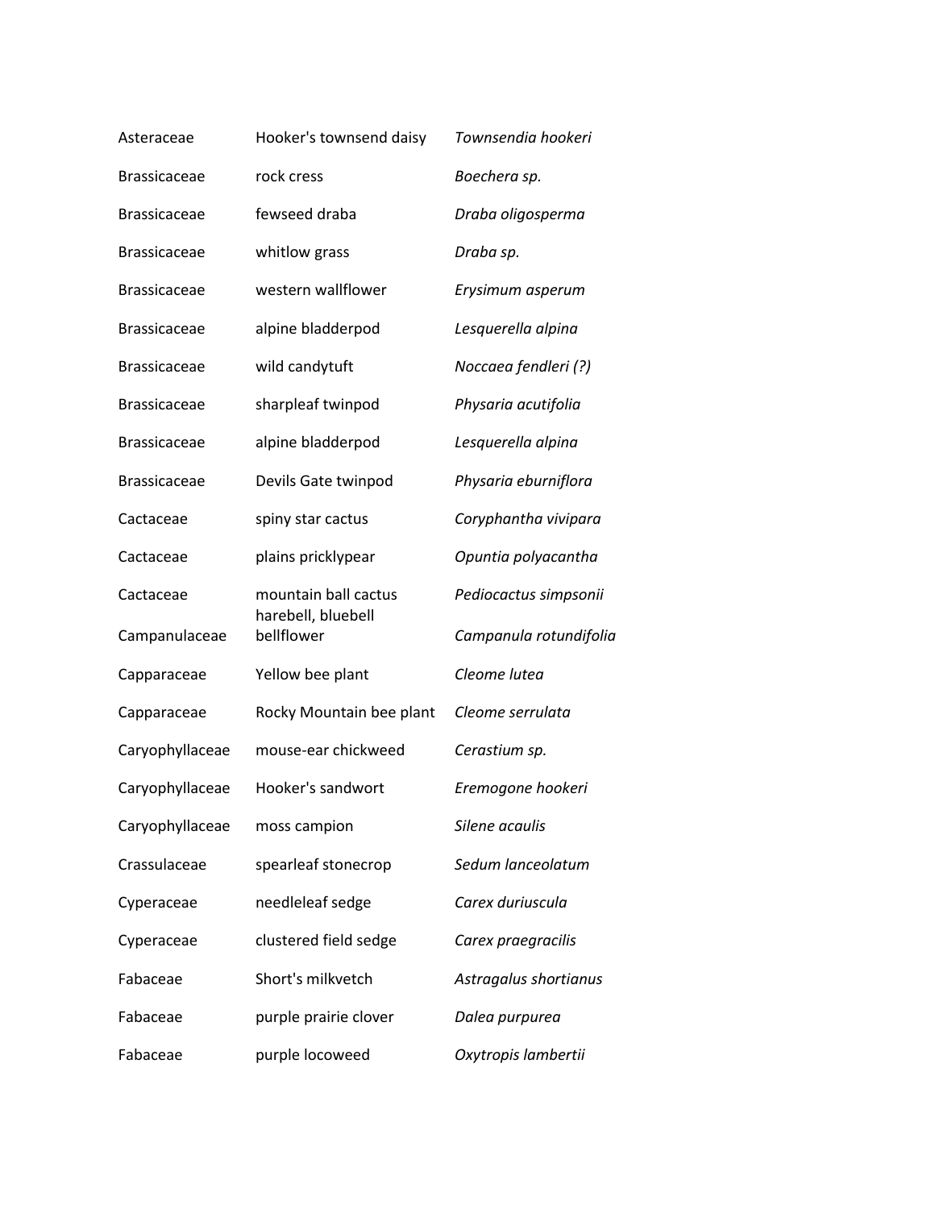| | | |
|---|---|---|
| Asteraceae | Hooker's townsend daisy | *Townsendia hookeri* |
| Brassicaceae | rock cress | *Boechera sp.* |
| Brassicaceae | fewseed draba | *Draba oligosperma* |
| Brassicaceae | whitlow grass | *Draba sp.* |
| Brassicaceae | western wallflower | *Erysimum asperum* |
| Brassicaceae | alpine bladderpod | *Lesquerella alpina* |
| Brassicaceae | wild candytuft | *Noccaea fendleri (?)* |
| Brassicaceae | sharpleaf twinpod | *Physaria acutifolia* |
| Brassicaceae | alpine bladderpod | *Lesquerella alpina* |
| Brassicaceae | Devils Gate twinpod | *Physaria eburniflora* |
| Cactaceae | spiny star cactus | *Coryphantha vivipara* |
| Cactaceae | plains pricklypear | *Opuntia polyacantha* |
| Cactaceae | mountain ball cactus | *Pediocactus simpsonii* |
| Campanulaceae | harebell, bluebell bellflower | *Campanula rotundifolia* |
| Capparaceae | Yellow bee plant | *Cleome lutea* |
| Capparaceae | Rocky Mountain bee plant | *Cleome serrulata* |
| Caryophyllaceae | mouse-ear chickweed | *Cerastium sp.* |
| Caryophyllaceae | Hooker's sandwort | *Eremogone hookeri* |
| Caryophyllaceae | moss campion | *Silene acaulis* |
| Crassulaceae | spearleaf stonecrop | *Sedum lanceolatum* |
| Cyperaceae | needleleaf sedge | *Carex duriuscula* |
| Cyperaceae | clustered field sedge | *Carex praegracilis* |
| Fabaceae | Short's milkvetch | *Astragalus shortianus* |
| Fabaceae | purple prairie clover | *Dalea purpurea* |
| Fabaceae | purple locoweed | *Oxytropis lambertii* |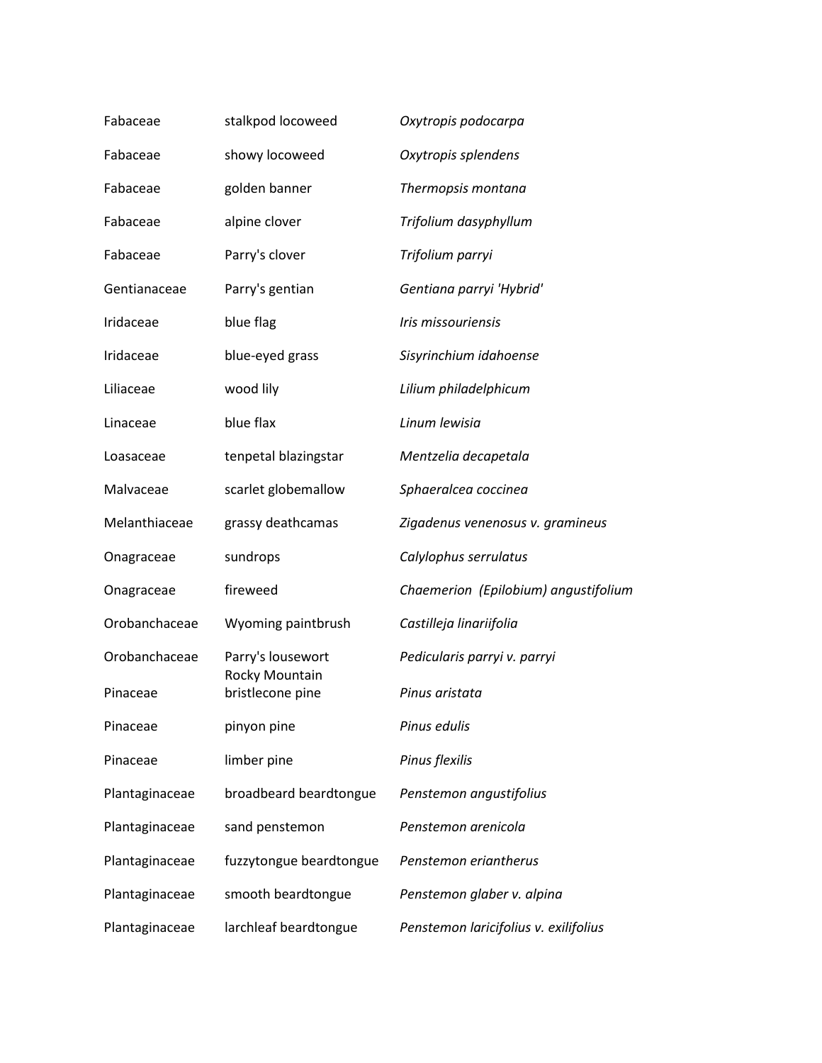| | | |
|---|---|---|
| Fabaceae | stalkpod locoweed | *Oxytropis podocarpa* |
| Fabaceae | showy locoweed | *Oxytropis splendens* |
| Fabaceae | golden banner | *Thermopsis montana* |
| Fabaceae | alpine clover | *Trifolium dasyphyllum* |
| Fabaceae | Parry's clover | *Trifolium parryi* |
| Gentianaceae | Parry's gentian | *Gentiana parryi 'Hybrid'* |
| Iridaceae | blue flag | *Iris missouriensis* |
| Iridaceae | blue-eyed grass | *Sisyrinchium idahoense* |
| Liliaceae | wood lily | *Lilium philadelphicum* |
| Linaceae | blue flax | *Linum lewisia* |
| Loasaceae | tenpetal blazingstar | *Mentzelia decapetala* |
| Malvaceae | scarlet globemallow | *Sphaeralcea coccinea* |
| Melanthiaceae | grassy deathcamas | *Zigadenus venenosus v. gramineus* |
| Onagraceae | sundrops | *Calylophus serrulatus* |
| Onagraceae | fireweed | *Chaemerion (Epilobium) angustifolium* |
| Orobanchaceae | Wyoming paintbrush | *Castilleja linariifolia* |
| Orobanchaceae | Parry's lousewort | *Pedicularis parryi v. parryi* |
| Pinaceae | Rocky Mountain bristlecone pine | *Pinus aristata* |
| Pinaceae | pinyon pine | *Pinus edulis* |
| Pinaceae | limber pine | *Pinus flexilis* |
| Plantaginaceae | broadbeard beardtongue | *Penstemon angustifolius* |
| Plantaginaceae | sand penstemon | *Penstemon arenicola* |
| Plantaginaceae | fuzzytongue beardtongue | *Penstemon eriantherus* |
| Plantaginaceae | smooth beardtongue | *Penstemon glaber v. alpina* |
| Plantaginaceae | larchleaf beardtongue | *Penstemon laricifolius v. exilifolius* |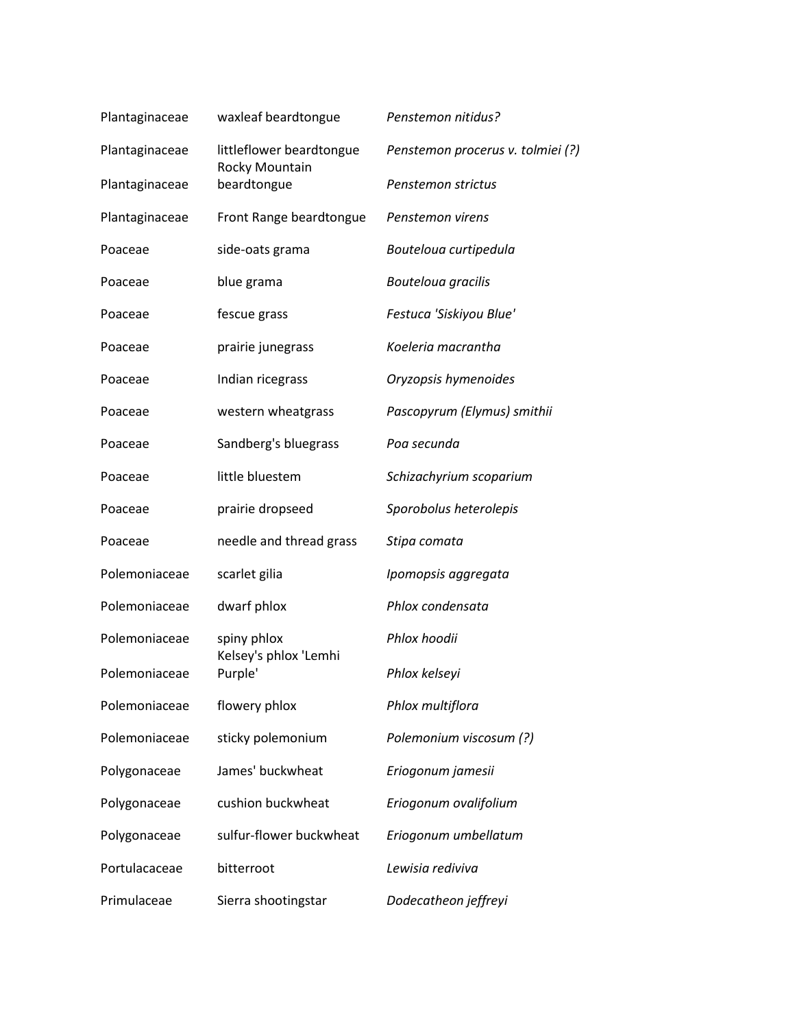| | | |
|---|---|---|
| Plantaginaceae | waxleaf beardtongue | *Penstemon nitidus?* |
| Plantaginaceae | littleflower beardtongue | *Penstemon procerus v. tolmiei (?)* |
| Plantaginaceae | Rocky Mountain beardtongue | *Penstemon strictus* |
| Plantaginaceae | Front Range beardtongue | *Penstemon virens* |
| Poaceae | side-oats grama | *Bouteloua curtipedula* |
| Poaceae | blue grama | *Bouteloua gracilis* |
| Poaceae | fescue grass | *Festuca 'Siskiyou Blue'* |
| Poaceae | prairie junegrass | *Koeleria macrantha* |
| Poaceae | Indian ricegrass | *Oryzopsis hymenoides* |
| Poaceae | western wheatgrass | *Pascopyrum (Elymus) smithii* |
| Poaceae | Sandberg's bluegrass | *Poa secunda* |
| Poaceae | little bluestem | *Schizachyrium scoparium* |
| Poaceae | prairie dropseed | *Sporobolus heterolepis* |
| Poaceae | needle and thread grass | *Stipa comata* |
| Polemoniaceae | scarlet gilia | *Ipomopsis aggregata* |
| Polemoniaceae | dwarf phlox | *Phlox condensata* |
| Polemoniaceae | spiny phlox | *Phlox hoodii* |
| Polemoniaceae | Kelsey's phlox 'Lemhi Purple' | *Phlox kelseyi* |
| Polemoniaceae | flowery phlox | *Phlox multiflora* |
| Polemoniaceae | sticky polemonium | *Polemonium viscosum (?)* |
| Polygonaceae | James' buckwheat | *Eriogonum jamesii* |
| Polygonaceae | cushion buckwheat | *Eriogonum ovalifolium* |
| Polygonaceae | sulfur-flower buckwheat | *Eriogonum umbellatum* |
| Portulacaceae | bitterroot | *Lewisia rediviva* |
| Primulaceae | Sierra shootingstar | *Dodecatheon jeffreyi* |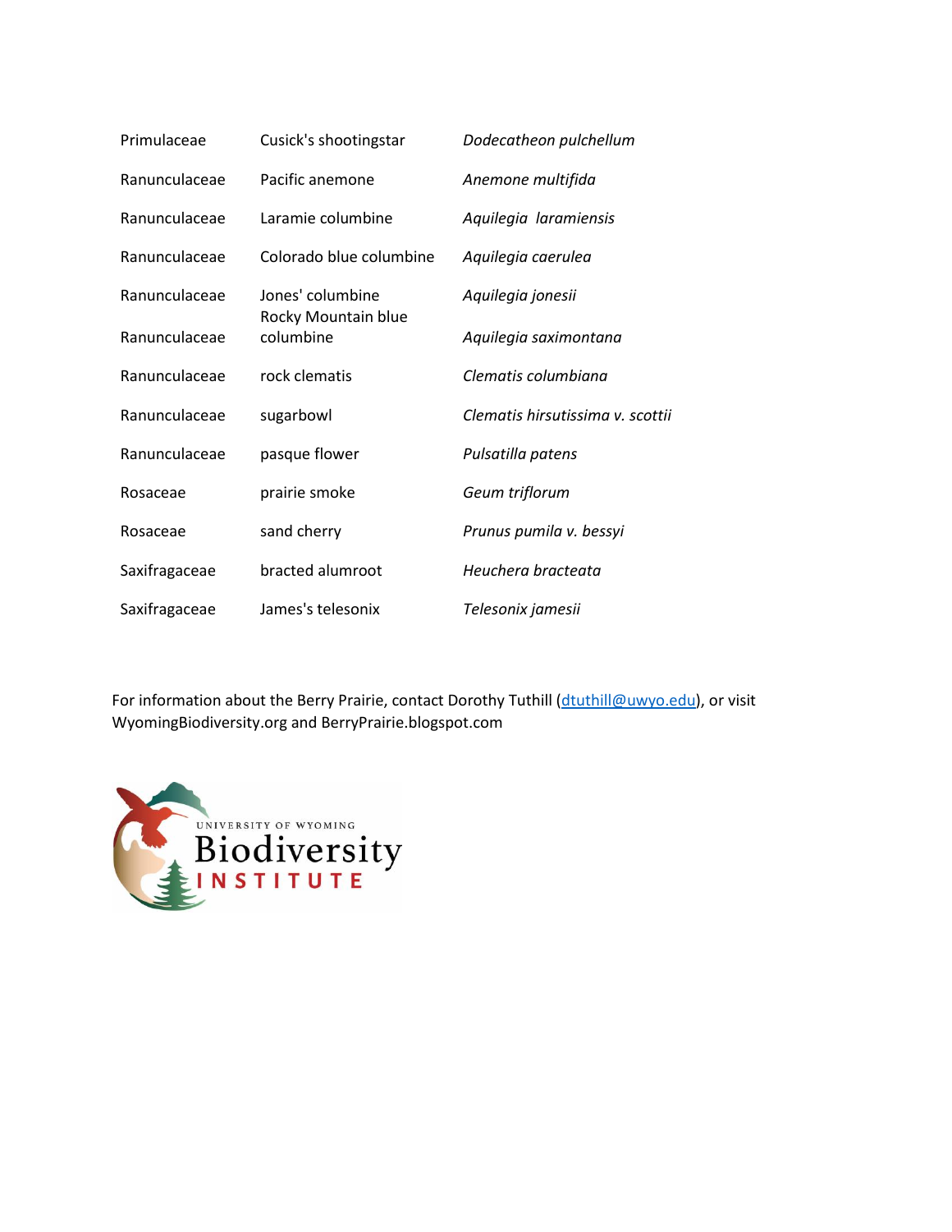| | | |
|---|---|---|
| Primulaceae | Cusick's shootingstar | *Dodecatheon pulchellum* |
| Ranunculaceae | Pacific anemone | *Anemone multifida* |
| Ranunculaceae | Laramie columbine | *Aquilegia laramiensis* |
| Ranunculaceae | Colorado blue columbine | *Aquilegia caerulea* |
| Ranunculaceae | Jones' columbine | *Aquilegia jonesii* |
| Ranunculaceae | Rocky Mountain blue columbine | *Aquilegia saximontana* |
| Ranunculaceae | rock clematis | *Clematis columbiana* |
| Ranunculaceae | sugarbowl | *Clematis hirsutissima v. scottii* |
| Ranunculaceae | pasque flower | *Pulsatilla patens* |
| Rosaceae | prairie smoke | *Geum triflorum* |
| Rosaceae | sand cherry | *Prunus pumila v. bessyi* |
| Saxifragaceae | bracted alumroot | *Heuchera bracteata* |
| Saxifragaceae | James's telesonix | *Telesonix jamesii* |

For information about the Berry Prairie, contact Dorothy Tuthill (dtuthill@uwyo.edu), or visit WyomingBiodiversity.org and BerryPrairie.blogspot.com

UNIVERSITY OF WYOMING
Biodiversity
INSTITUTE